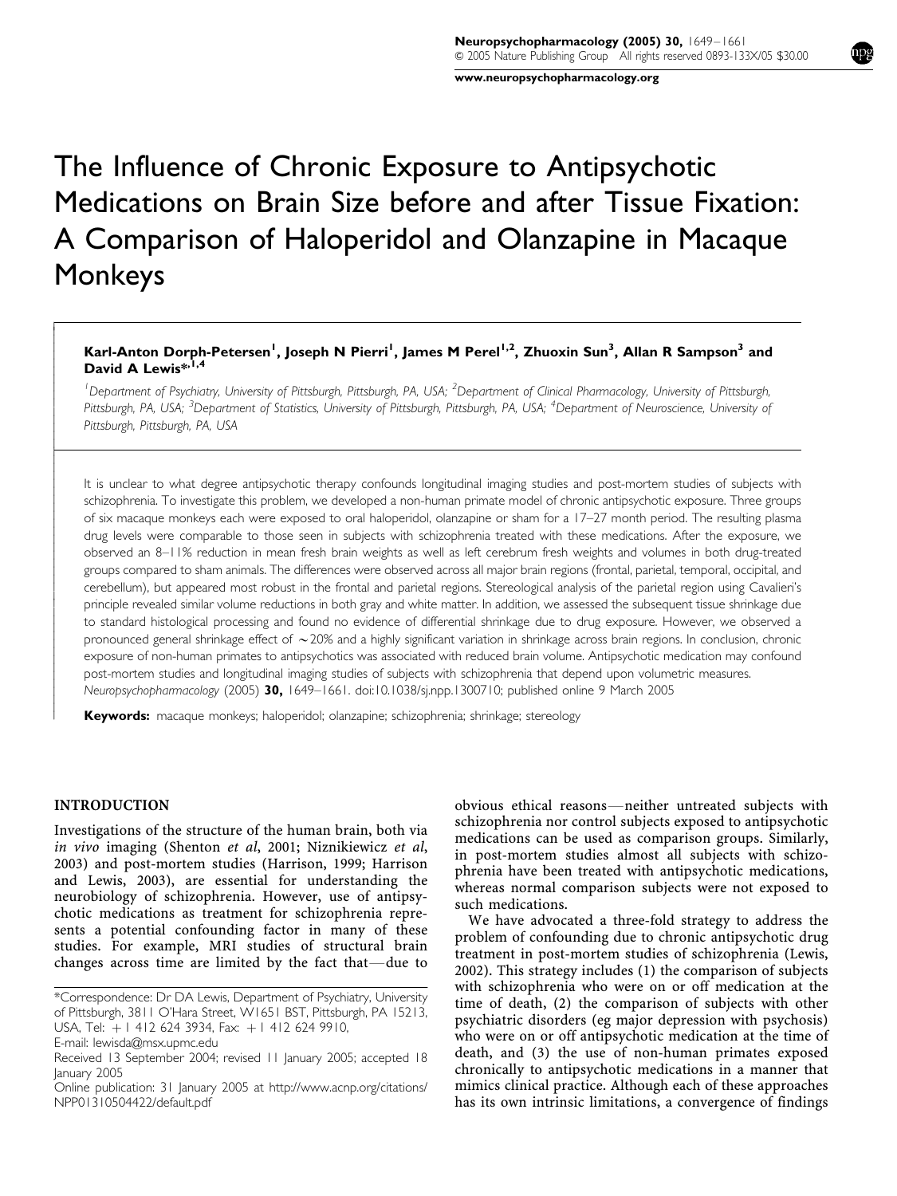# The Influence of Chronic Exposure to Antipsychotic Medications on Brain Size before and after Tissue Fixation: A Comparison of Haloperidol and Olanzapine in Macaque Monkeys

**Karl-Anton Dorph-Petersen[1], Joseph N Pierri[1], James M Perel[1,2], Zhuoxin Sun[3], Allan R Sampson[3] and David A Lewis*[1,4]**

[1]Department of Psychiatry, University of Pittsburgh, Pittsburgh, PA, USA; [2]Department of Clinical Pharmacology, University of Pittsburgh, Pittsburgh, PA, USA; [3]Department of Statistics, University of Pittsburgh, Pittsburgh, PA, USA; [4]Department of Neuroscience, University of Pittsburgh, Pittsburgh, PA, USA

It is unclear to what degree antipsychotic therapy confounds longitudinal imaging studies and post-mortem studies of subjects with schizophrenia. To investigate this problem, we developed a non-human primate model of chronic antipsychotic exposure. Three groups of six macaque monkeys each were exposed to oral haloperidol, olanzapine or sham for a 17–27 month period. The resulting plasma drug levels were comparable to those seen in subjects with schizophrenia treated with these medications. After the exposure, we observed an 8–11% reduction in mean fresh brain weights as well as left cerebrum fresh weights and volumes in both drug-treated groups compared to sham animals. The differences were observed across all major brain regions (frontal, parietal, temporal, occipital, and cerebellum), but appeared most robust in the frontal and parietal regions. Stereological analysis of the parietal region using Cavalieri's principle revealed similar volume reductions in both gray and white matter. In addition, we assessed the subsequent tissue shrinkage due to standard histological processing and found no evidence of differential shrinkage due to drug exposure. However, we observed a pronounced general shrinkage effect of ~20% and a highly significant variation in shrinkage across brain regions. In conclusion, chronic exposure of non-human primates to antipsychotics was associated with reduced brain volume. Antipsychotic medication may confound post-mortem studies and longitudinal imaging studies of subjects with schizophrenia that depend upon volumetric measures.
*Neuropsychopharmacology* (2005) **30,** 1649–1661. doi:10.1038/sj.npp.1300710; published online 9 March 2005

**Keywords:** macaque monkeys; haloperidol; olanzapine; schizophrenia; shrinkage; stereology

## INTRODUCTION

Investigations of the structure of the human brain, both via *in vivo* imaging (Shenton *et al*, 2001; Niznikiewicz *et al*, 2003) and post-mortem studies (Harrison, 1999; Harrison and Lewis, 2003), are essential for understanding the neurobiology of schizophrenia. However, use of antipsychotic medications as treatment for schizophrenia represents a potential confounding factor in many of these studies. For example, MRI studies of structural brain changes across time are limited by the fact that—due to obvious ethical reasons—neither untreated subjects with schizophrenia nor control subjects exposed to antipsychotic medications can be used as comparison groups. Similarly, in post-mortem studies almost all subjects with schizophrenia have been treated with antipsychotic medications, whereas normal comparison subjects were not exposed to such medications.

We have advocated a three-fold strategy to address the problem of confounding due to chronic antipsychotic drug treatment in post-mortem studies of schizophrenia (Lewis, 2002). This strategy includes (1) the comparison of subjects with schizophrenia who were on or off medication at the time of death, (2) the comparison of subjects with other psychiatric disorders (eg major depression with psychosis) who were on or off antipsychotic medication at the time of death, and (3) the use of non-human primates exposed chronically to antipsychotic medications in a manner that mimics clinical practice. Although each of these approaches has its own intrinsic limitations, a convergence of findings

*Correspondence: Dr DA Lewis, Department of Psychiatry, University of Pittsburgh, 3811 O'Hara Street, W1651 BST, Pittsburgh, PA 15213, USA, Tel: + 1 412 624 3934, Fax: + 1 412 624 9910, E-mail: lewisda@msx.upmc.edu

Received 13 September 2004; revised 11 January 2005; accepted 18 January 2005

Online publication: 31 January 2005 at http://www.acnp.org/citations/NPP01310504422/default.pdf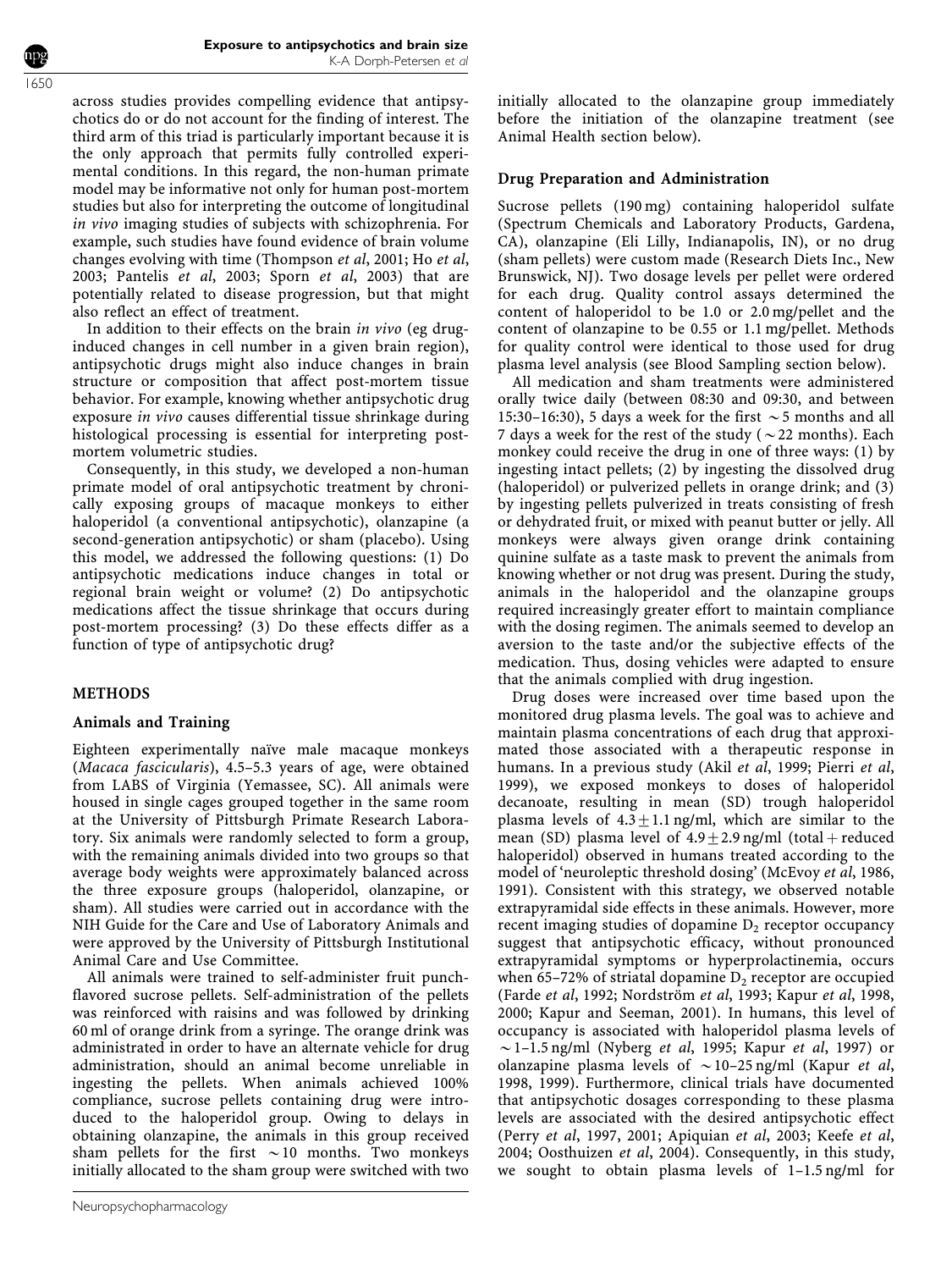across studies provides compelling evidence that antipsychotics do or do not account for the finding of interest. The third arm of this triad is particularly important because it is the only approach that permits fully controlled experimental conditions. In this regard, the non-human primate model may be informative not only for human post-mortem studies but also for interpreting the outcome of longitudinal *in vivo* imaging studies of subjects with schizophrenia. For example, such studies have found evidence of brain volume changes evolving with time (Thompson *et al*, 2001; Ho *et al*, 2003; Pantelis *et al*, 2003; Sporn *et al*, 2003) that are potentially related to disease progression, but that might also reflect an effect of treatment.

In addition to their effects on the brain *in vivo* (eg drug-induced changes in cell number in a given brain region), antipsychotic drugs might also induce changes in brain structure or composition that affect post-mortem tissue behavior. For example, knowing whether antipsychotic drug exposure *in vivo* causes differential tissue shrinkage during histological processing is essential for interpreting post-mortem volumetric studies.

Consequently, in this study, we developed a non-human primate model of oral antipsychotic treatment by chronically exposing groups of macaque monkeys to either haloperidol (a conventional antipsychotic), olanzapine (a second-generation antipsychotic) or sham (placebo). Using this model, we addressed the following questions: (1) Do antipsychotic medications induce changes in total or regional brain weight or volume? (2) Do antipsychotic medications affect the tissue shrinkage that occurs during post-mortem processing? (3) Do these effects differ as a function of type of antipsychotic drug?

## METHODS

### Animals and Training

Eighteen experimentally naïve male macaque monkeys (*Macaca fascicularis*), 4.5–5.3 years of age, were obtained from LABS of Virginia (Yemassee, SC). All animals were housed in single cages grouped together in the same room at the University of Pittsburgh Primate Research Laboratory. Six animals were randomly selected to form a group, with the remaining animals divided into two groups so that average body weights were approximately balanced across the three exposure groups (haloperidol, olanzapine, or sham). All studies were carried out in accordance with the NIH Guide for the Care and Use of Laboratory Animals and were approved by the University of Pittsburgh Institutional Animal Care and Use Committee.

All animals were trained to self-administer fruit punch-flavored sucrose pellets. Self-administration of the pellets was reinforced with raisins and was followed by drinking 60 ml of orange drink from a syringe. The orange drink was administrated in order to have an alternate vehicle for drug administration, should an animal become unreliable in ingesting the pellets. When animals achieved 100% compliance, sucrose pellets containing drug were introduced to the haloperidol group. Owing to delays in obtaining olanzapine, the animals in this group received sham pellets for the first ~10 months. Two monkeys initially allocated to the sham group were switched with two initially allocated to the olanzapine group immediately before the initiation of the olanzapine treatment (see Animal Health section below).

### Drug Preparation and Administration

Sucrose pellets (190 mg) containing haloperidol sulfate (Spectrum Chemicals and Laboratory Products, Gardena, CA), olanzapine (Eli Lilly, Indianapolis, IN), or no drug (sham pellets) were custom made (Research Diets Inc., New Brunswick, NJ). Two dosage levels per pellet were ordered for each drug. Quality control assays determined the content of haloperidol to be 1.0 or 2.0 mg/pellet and the content of olanzapine to be 0.55 or 1.1 mg/pellet. Methods for quality control were identical to those used for drug plasma level analysis (see Blood Sampling section below).

All medication and sham treatments were administered orally twice daily (between 08:30 and 09:30, and between 15:30–16:30), 5 days a week for the first ~5 months and all 7 days a week for the rest of the study (~22 months). Each monkey could receive the drug in one of three ways: (1) by ingesting intact pellets; (2) by ingesting the dissolved drug (haloperidol) or pulverized pellets in orange drink; and (3) by ingesting pellets pulverized in treats consisting of fresh or dehydrated fruit, or mixed with peanut butter or jelly. All monkeys were always given orange drink containing quinine sulfate as a taste mask to prevent the animals from knowing whether or not drug was present. During the study, animals in the haloperidol and the olanzapine groups required increasingly greater effort to maintain compliance with the dosing regimen. The animals seemed to develop an aversion to the taste and/or the subjective effects of the medication. Thus, dosing vehicles were adapted to ensure that the animals complied with drug ingestion.

Drug doses were increased over time based upon the monitored drug plasma levels. The goal was to achieve and maintain plasma concentrations of each drug that approximated those associated with a therapeutic response in humans. In a previous study (Akil *et al*, 1999; Pierri *et al*, 1999), we exposed monkeys to doses of haloperidol decanoate, resulting in mean (SD) trough haloperidol plasma levels of $4.3 \pm 1.1$ ng/ml, which are similar to the mean (SD) plasma level of $4.9 \pm 2.9$ ng/ml (total + reduced haloperidol) observed in humans treated according to the model of 'neuroleptic threshold dosing' (McEvoy *et al*, 1986, 1991). Consistent with this strategy, we observed notable extrapyramidal side effects in these animals. However, more recent imaging studies of dopamine $D_2$ receptor occupancy suggest that antipsychotic efficacy, without pronounced extrapyramidal symptoms or hyperprolactinemia, occurs when 65–72% of striatal dopamine $D_2$ receptor are occupied (Farde *et al*, 1992; Nordström *et al*, 1993; Kapur *et al*, 1998, 2000; Kapur and Seeman, 2001). In humans, this level of occupancy is associated with haloperidol plasma levels of ~1–1.5 ng/ml (Nyberg *et al*, 1995; Kapur *et al*, 1997) or olanzapine plasma levels of ~10–25 ng/ml (Kapur *et al*, 1998, 1999). Furthermore, clinical trials have documented that antipsychotic dosages corresponding to these plasma levels are associated with the desired antipsychotic effect (Perry *et al*, 1997, 2001; Apiquian *et al*, 2003; Keefe *et al*, 2004; Oosthuizen *et al*, 2004). Consequently, in this study, we sought to obtain plasma levels of 1–1.5 ng/ml for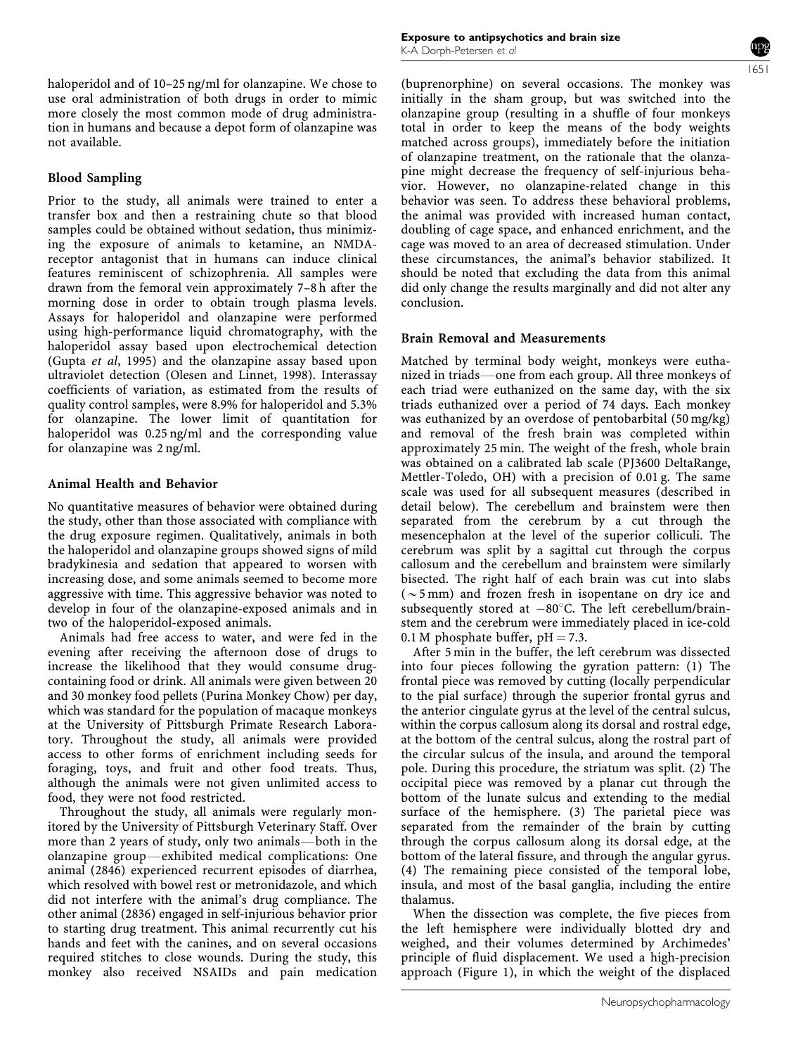haloperidol and of 10–25 ng/ml for olanzapine. We chose to use oral administration of both drugs in order to mimic more closely the most common mode of drug administration in humans and because a depot form of olanzapine was not available.

### Blood Sampling

Prior to the study, all animals were trained to enter a transfer box and then a restraining chute so that blood samples could be obtained without sedation, thus minimizing the exposure of animals to ketamine, an NMDA-receptor antagonist that in humans can induce clinical features reminiscent of schizophrenia. All samples were drawn from the femoral vein approximately 7–8 h after the morning dose in order to obtain trough plasma levels. Assays for haloperidol and olanzapine were performed using high-performance liquid chromatography, with the haloperidol assay based upon electrochemical detection (Gupta *et al*, 1995) and the olanzapine assay based upon ultraviolet detection (Olesen and Linnet, 1998). Interassay coefficients of variation, as estimated from the results of quality control samples, were 8.9% for haloperidol and 5.3% for olanzapine. The lower limit of quantitation for haloperidol was 0.25 ng/ml and the corresponding value for olanzapine was 2 ng/ml.

### Animal Health and Behavior

No quantitative measures of behavior were obtained during the study, other than those associated with compliance with the drug exposure regimen. Qualitatively, animals in both the haloperidol and olanzapine groups showed signs of mild bradykinesia and sedation that appeared to worsen with increasing dose, and some animals seemed to become more aggressive with time. This aggressive behavior was noted to develop in four of the olanzapine-exposed animals and in two of the haloperidol-exposed animals.

Animals had free access to water, and were fed in the evening after receiving the afternoon dose of drugs to increase the likelihood that they would consume drug-containing food or drink. All animals were given between 20 and 30 monkey food pellets (Purina Monkey Chow) per day, which was standard for the population of macaque monkeys at the University of Pittsburgh Primate Research Laboratory. Throughout the study, all animals were provided access to other forms of enrichment including seeds for foraging, toys, and fruit and other food treats. Thus, although the animals were not given unlimited access to food, they were not food restricted.

Throughout the study, all animals were regularly monitored by the University of Pittsburgh Veterinary Staff. Over more than 2 years of study, only two animals—both in the olanzapine group—exhibited medical complications: One animal (2846) experienced recurrent episodes of diarrhea, which resolved with bowel rest or metronidazole, and which did not interfere with the animal's drug compliance. The other animal (2836) engaged in self-injurious behavior prior to starting drug treatment. This animal recurrently cut his hands and feet with the canines, and on several occasions required stitches to close wounds. During the study, this monkey also received NSAIDs and pain medication (buprenorphine) on several occasions. The monkey was initially in the sham group, but was switched into the olanzapine group (resulting in a shuffle of four monkeys total in order to keep the means of the body weights matched across groups), immediately before the initiation of olanzapine treatment, on the rationale that the olanzapine might decrease the frequency of self-injurious behavior. However, no olanzapine-related change in this behavior was seen. To address these behavioral problems, the animal was provided with increased human contact, doubling of cage space, and enhanced enrichment, and the cage was moved to an area of decreased stimulation. Under these circumstances, the animal's behavior stabilized. It should be noted that excluding the data from this animal did only change the results marginally and did not alter any conclusion.

### Brain Removal and Measurements

Matched by terminal body weight, monkeys were euthanized in triads—one from each group. All three monkeys of each triad were euthanized on the same day, with the six triads euthanized over a period of 74 days. Each monkey was euthanized by an overdose of pentobarbital (50 mg/kg) and removal of the fresh brain was completed within approximately 25 min. The weight of the fresh, whole brain was obtained on a calibrated lab scale (PJ3600 DeltaRange, Mettler-Toledo, OH) with a precision of 0.01 g. The same scale was used for all subsequent measures (described in detail below). The cerebellum and brainstem were then separated from the cerebrum by a cut through the mesencephalon at the level of the superior colliculi. The cerebrum was split by a sagittal cut through the corpus callosum and the cerebellum and brainstem were similarly bisected. The right half of each brain was cut into slabs (~5 mm) and frozen fresh in isopentane on dry ice and subsequently stored at −80°C. The left cerebellum/brainstem and the cerebrum were immediately placed in ice-cold 0.1 M phosphate buffer, pH = 7.3.

After 5 min in the buffer, the left cerebrum was dissected into four pieces following the gyration pattern: (1) The frontal piece was removed by cutting (locally perpendicular to the pial surface) through the superior frontal gyrus and the anterior cingulate gyrus at the level of the central sulcus, within the corpus callosum along its dorsal and rostral edge, at the bottom of the central sulcus, along the rostral part of the circular sulcus of the insula, and around the temporal pole. During this procedure, the striatum was split. (2) The occipital piece was removed by a planar cut through the bottom of the lunate sulcus and extending to the medial surface of the hemisphere. (3) The parietal piece was separated from the remainder of the brain by cutting through the corpus callosum along its dorsal edge, at the bottom of the lateral fissure, and through the angular gyrus. (4) The remaining piece consisted of the temporal lobe, insula, and most of the basal ganglia, including the entire thalamus.

When the dissection was complete, the five pieces from the left hemisphere were individually blotted dry and weighed, and their volumes determined by Archimedes' principle of fluid displacement. We used a high-precision approach (Figure 1), in which the weight of the displaced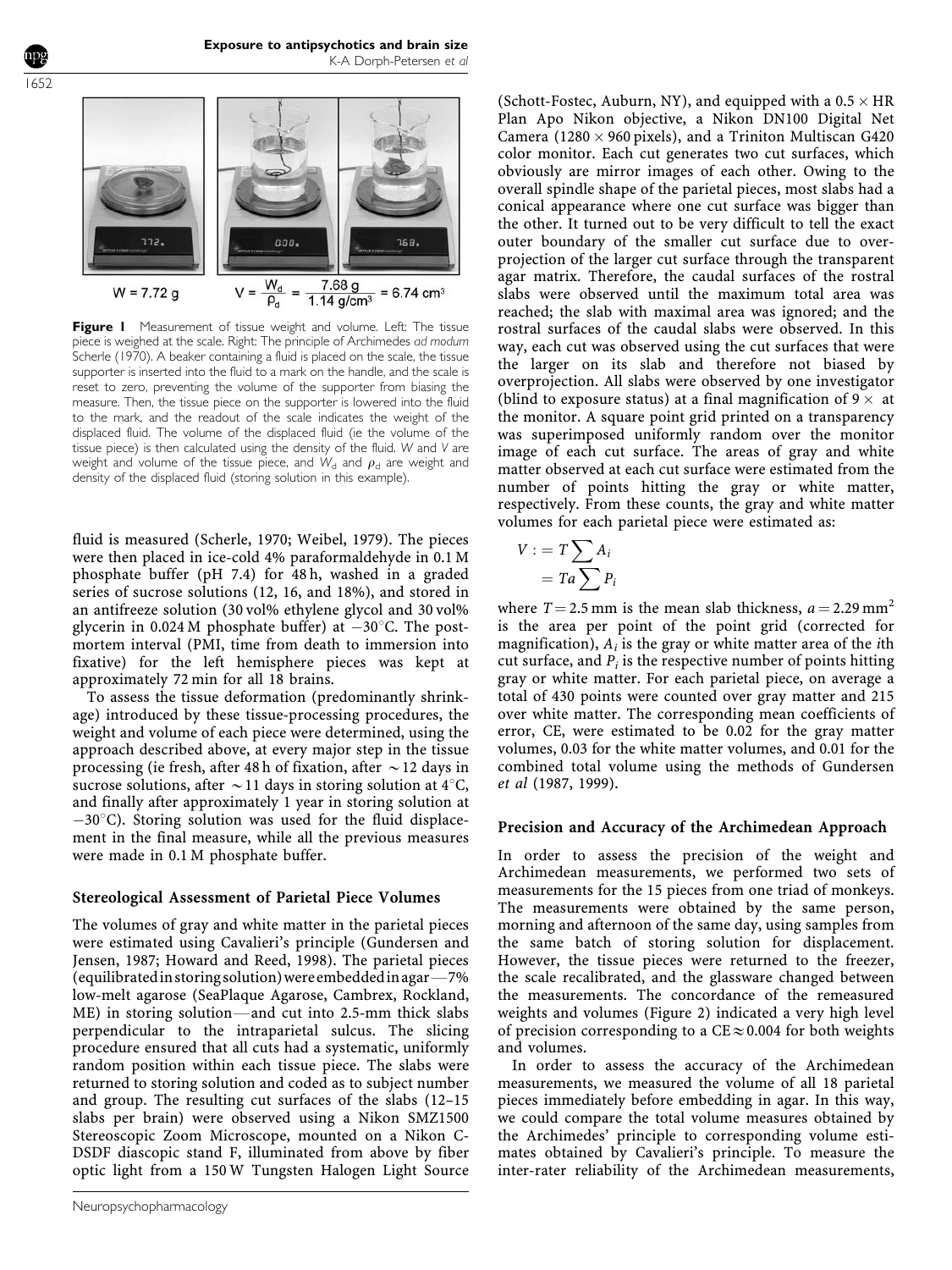$W = 7.72$ g $\quad V = \frac{W_d}{\rho_d} = \frac{7.68\text{ g}}{1.14\text{ g/cm}^3} = 6.74\text{ cm}^3$

**Figure 1** Measurement of tissue weight and volume. Left: The tissue piece is weighed at the scale. Right: The principle of Archimedes *ad modum* Scherle (1970). A beaker containing a fluid is placed on the scale, the tissue supporter is inserted into the fluid to a mark on the handle, and the scale is reset to zero, preventing the volume of the supporter from biasing the measure. Then, the tissue piece on the supporter is lowered into the fluid to the mark, and the readout of the scale indicates the weight of the displaced fluid. The volume of the displaced fluid (ie the volume of the tissue piece) is then calculated using the density of the fluid. $W$ and $V$ are weight and volume of the tissue piece, and $W_d$ and $\rho_d$ are weight and density of the displaced fluid (storing solution in this example).

fluid is measured (Scherle, 1970; Weibel, 1979). The pieces were then placed in ice-cold 4% paraformaldehyde in 0.1 M phosphate buffer (pH 7.4) for 48 h, washed in a graded series of sucrose solutions (12, 16, and 18%), and stored in an antifreeze solution (30 vol% ethylene glycol and 30 vol% glycerin in 0.024 M phosphate buffer) at −30°C. The postmortem interval (PMI, time from death to immersion into fixative) for the left hemisphere pieces was kept at approximately 72 min for all 18 brains.

To assess the tissue deformation (predominantly shrinkage) introduced by these tissue-processing procedures, the weight and volume of each piece were determined, using the approach described above, at every major step in the tissue processing (ie fresh, after 48 h of fixation, after ~12 days in sucrose solutions, after ~11 days in storing solution at 4°C, and finally after approximately 1 year in storing solution at −30°C). Storing solution was used for the fluid displacement in the final measure, while all the previous measures were made in 0.1 M phosphate buffer.

### Stereological Assessment of Parietal Piece Volumes

The volumes of gray and white matter in the parietal pieces were estimated using Cavalieri's principle (Gundersen and Jensen, 1987; Howard and Reed, 1998). The parietal pieces (equilibrated in storing solution) were embedded in agar—7% low-melt agarose (SeaPlaque Agarose, Cambrex, Rockland, ME) in storing solution—and cut into 2.5-mm thick slabs perpendicular to the intraparietal sulcus. The slicing procedure ensured that all cuts had a systematic, uniformly random position within each tissue piece. The slabs were returned to storing solution and coded as to subject number and group. The resulting cut surfaces of the slabs (12–15 slabs per brain) were observed using a Nikon SMZ1500 Stereoscopic Zoom Microscope, mounted on a Nikon C-DSDF diascopic stand F, illuminated from above by fiber optic light from a 150 W Tungsten Halogen Light Source (Schott-Fostec, Auburn, NY), and equipped with a 0.5 × HR Plan Apo Nikon objective, a Nikon DN100 Digital Net Camera (1280 × 960 pixels), and a Triniton Multiscan G420 color monitor. Each cut generates two cut surfaces, which obviously are mirror images of each other. Owing to the overall spindle shape of the parietal pieces, most slabs had a conical appearance where one cut surface was bigger than the other. It turned out to be very difficult to tell the exact outer boundary of the smaller cut surface due to overprojection of the larger cut surface through the transparent agar matrix. Therefore, the caudal surfaces of the rostral slabs were observed until the maximum total area was reached; the slab with maximal area was ignored; and the rostral surfaces of the caudal slabs were observed. In this way, each cut was observed using the cut surfaces that were the larger on its slab and therefore not biased by overprojection. All slabs were observed by one investigator (blind to exposure status) at a final magnification of 9 × at the monitor. A square point grid printed on a transparency was superimposed uniformly random over the monitor image of each cut surface. The areas of gray and white matter observed at each cut surface were estimated from the number of points hitting the gray or white matter, respectively. From these counts, the gray and white matter volumes for each parietal piece were estimated as:

$$V := T\sum A_i = Ta\sum P_i$$

where $T = 2.5$ mm is the mean slab thickness, $a = 2.29\text{ mm}^2$ is the area per point of the point grid (corrected for magnification), $A_i$ is the gray or white matter area of the $i$th cut surface, and $P_i$ is the respective number of points hitting gray or white matter. For each parietal piece, on average a total of 430 points were counted over gray matter and 215 over white matter. The corresponding mean coefficients of error, CE, were estimated to be 0.02 for the gray matter volumes, 0.03 for the white matter volumes, and 0.01 for the combined total volume using the methods of Gundersen *et al* (1987, 1999).

### Precision and Accuracy of the Archimedean Approach

In order to assess the precision of the weight and Archimedean measurements, we performed two sets of measurements for the 15 pieces from one triad of monkeys. The measurements were obtained by the same person, morning and afternoon of the same day, using samples from the same batch of storing solution for displacement. However, the tissue pieces were returned to the freezer, the scale recalibrated, and the glassware changed between the measurements. The concordance of the remeasured weights and volumes (Figure 2) indicated a very high level of precision corresponding to a CE ≈ 0.004 for both weights and volumes.

In order to assess the accuracy of the Archimedean measurements, we measured the volume of all 18 parietal pieces immediately before embedding in agar. In this way, we could compare the total volume measures obtained by the Archimedes' principle to corresponding volume estimates obtained by Cavalieri's principle. To measure the inter-rater reliability of the Archimedean measurements,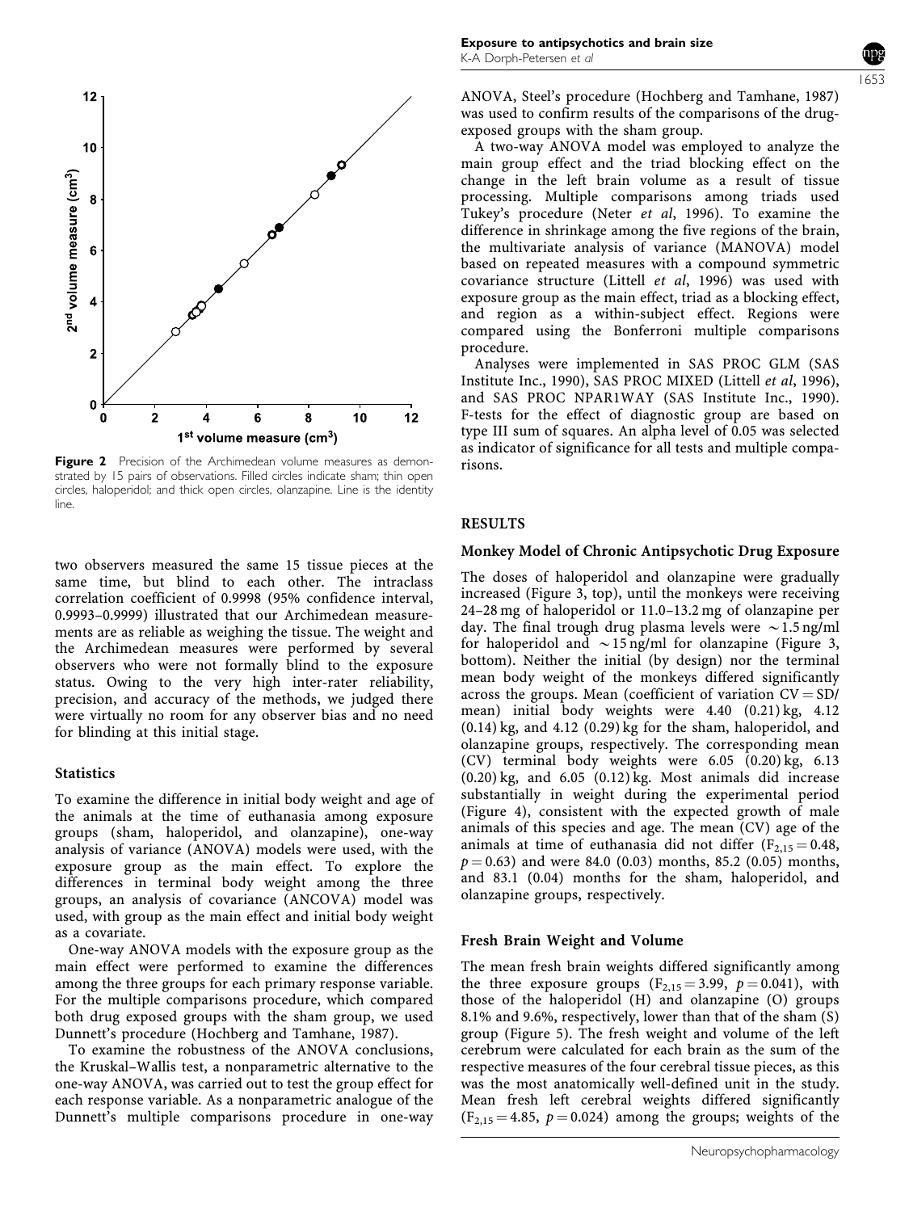Figure 2 Precision of the Archimedean volume measures as demonstrated by 15 pairs of observations. Filled circles indicate sham; thin open circles, haloperidol; and thick open circles, olanzapine. Line is the identity line.

two observers measured the same 15 tissue pieces at the same time, but blind to each other. The intraclass correlation coefficient of 0.9998 (95% confidence interval, 0.9993–0.9999) illustrated that our Archimedean measurements are as reliable as weighing the tissue. The weight and the Archimedean measures were performed by several observers who were not formally blind to the exposure status. Owing to the very high inter-rater reliability, precision, and accuracy of the methods, we judged there were virtually no room for any observer bias and no need for blinding at this initial stage.

### Statistics

To examine the difference in initial body weight and age of the animals at the time of euthanasia among exposure groups (sham, haloperidol, and olanzapine), one-way analysis of variance (ANOVA) models were used, with the exposure group as the main effect. To explore the differences in terminal body weight among the three groups, an analysis of covariance (ANCOVA) model was used, with group as the main effect and initial body weight as a covariate.

One-way ANOVA models with the exposure group as the main effect were performed to examine the differences among the three groups for each primary response variable. For the multiple comparisons procedure, which compared both drug exposed groups with the sham group, we used Dunnett's procedure (Hochberg and Tamhane, 1987).

To examine the robustness of the ANOVA conclusions, the Kruskal–Wallis test, a nonparametric alternative to the one-way ANOVA, was carried out to test the group effect for each response variable. As a nonparametric analogue of the Dunnett's multiple comparisons procedure in one-way ANOVA, Steel's procedure (Hochberg and Tamhane, 1987) was used to confirm results of the comparisons of the drug-exposed groups with the sham group.

A two-way ANOVA model was employed to analyze the main group effect and the triad blocking effect on the change in the left brain volume as a result of tissue processing. Multiple comparisons among triads used Tukey's procedure (Neter *et al*, 1996). To examine the difference in shrinkage among the five regions of the brain, the multivariate analysis of variance (MANOVA) model based on repeated measures with a compound symmetric covariance structure (Littell *et al*, 1996) was used with exposure group as the main effect, triad as a blocking effect, and region as a within-subject effect. Regions were compared using the Bonferroni multiple comparisons procedure.

Analyses were implemented in SAS PROC GLM (SAS Institute Inc., 1990), SAS PROC MIXED (Littell *et al*, 1996), and SAS PROC NPAR1WAY (SAS Institute Inc., 1990). F-tests for the effect of diagnostic group are based on type III sum of squares. An alpha level of 0.05 was selected as indicator of significance for all tests and multiple comparisons.

## RESULTS

### Monkey Model of Chronic Antipsychotic Drug Exposure

The doses of haloperidol and olanzapine were gradually increased (Figure 3, top), until the monkeys were receiving 24–28 mg of haloperidol or 11.0–13.2 mg of olanzapine per day. The final trough drug plasma levels were $\sim$1.5 ng/ml for haloperidol and $\sim$15 ng/ml for olanzapine (Figure 3, bottom). Neither the initial (by design) nor the terminal mean body weight of the monkeys differed significantly across the groups. Mean (coefficient of variation CV = SD/mean) initial body weights were 4.40 (0.21) kg, 4.12 (0.14) kg, and 4.12 (0.29) kg for the sham, haloperidol, and olanzapine groups, respectively. The corresponding mean (CV) terminal body weights were 6.05 (0.20) kg, 6.13 (0.20) kg, and 6.05 (0.12) kg. Most animals did increase substantially in weight during the experimental period (Figure 4), consistent with the expected growth of male animals of this species and age. The mean (CV) age of the animals at time of euthanasia did not differ ($F_{2,15} = 0.48$, $p = 0.63$) and were 84.0 (0.03) months, 85.2 (0.05) months, and 83.1 (0.04) months for the sham, haloperidol, and olanzapine groups, respectively.

### Fresh Brain Weight and Volume

The mean fresh brain weights differed significantly among the three exposure groups ($F_{2,15} = 3.99$, $p = 0.041$), with those of the haloperidol (H) and olanzapine (O) groups 8.1% and 9.6%, respectively, lower than that of the sham (S) group (Figure 5). The fresh weight and volume of the left cerebrum were calculated for each brain as the sum of the respective measures of the four cerebral tissue pieces, as this was the most anatomically well-defined unit in the study. Mean fresh left cerebral weights differed significantly ($F_{2,15} = 4.85$, $p = 0.024$) among the groups; weights of the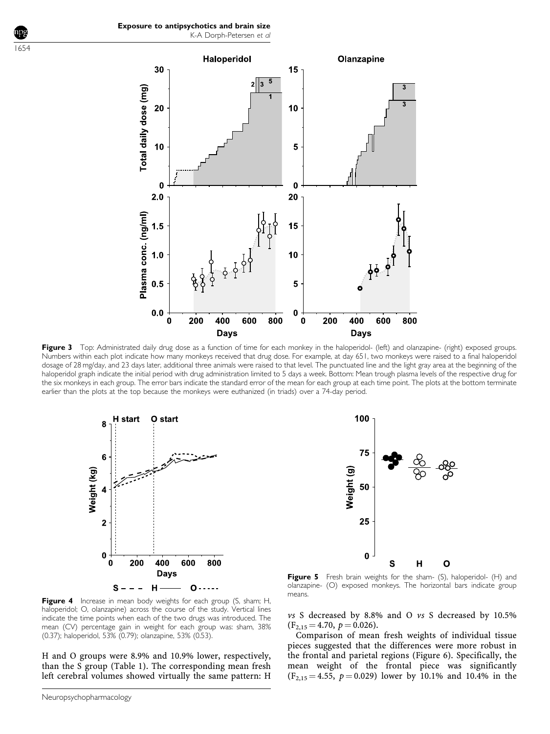**Figure 3** Top: Administrated daily drug dose as a function of time for each monkey in the haloperidol- (left) and olanzapine- (right) exposed groups. Numbers within each plot indicate how many monkeys received that drug dose. For example, at day 651, two monkeys were raised to a final haloperidol dosage of 28 mg/day, and 23 days later, additional three animals were raised to that level. The punctuated line and the light gray area at the beginning of the haloperidol graph indicate the initial period with drug administration limited to 5 days a week. Bottom: Mean trough plasma levels of the respective drug for the six monkeys in each group. The error bars indicate the standard error of the mean for each group at each time point. The plots at the bottom terminate earlier than the plots at the top because the monkeys were euthanized (in triads) over a 74-day period.

**Figure 4** Increase in mean body weights for each group (S, sham; H, haloperidol; O, olanzapine) across the course of the study. Vertical lines indicate the time points when each of the two drugs was introduced. The mean (CV) percentage gain in weight for each group was: sham, 38% (0.37); haloperidol, 53% (0.79); olanzapine, 53% (0.53).

**Figure 5** Fresh brain weights for the sham- (S), haloperidol- (H) and olanzapine- (O) exposed monkeys. The horizontal bars indicate group means.

H and O groups were 8.9% and 10.9% lower, respectively, than the S group (Table 1). The corresponding mean fresh left cerebral volumes showed virtually the same pattern: H *vs* S decreased by 8.8% and O *vs* S decreased by 10.5% ($F_{2,15} = 4.70$, $p = 0.026$).

Comparison of mean fresh weights of individual tissue pieces suggested that the differences were more robust in the frontal and parietal regions (Figure 6). Specifically, the mean weight of the frontal piece was significantly ($F_{2,15} = 4.55$, $p = 0.029$) lower by 10.1% and 10.4% in the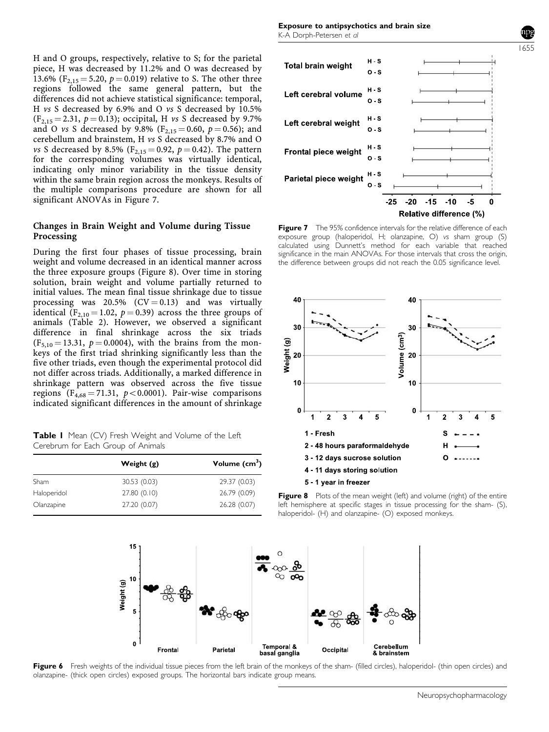H and O groups, respectively, relative to S; for the parietal piece, H was decreased by 11.2% and O was decreased by 13.6% ($F_{2,15} = 5.20$, $p = 0.019$) relative to S. The other three regions followed the same general pattern, but the differences did not achieve statistical significance: temporal, H *vs* S decreased by 6.9% and O *vs* S decreased by 10.5% ($F_{2,15} = 2.31$, $p = 0.13$); occipital, H *vs* S decreased by 9.7% and O *vs* S decreased by 9.8% ($F_{2,15} = 0.60$, $p = 0.56$); and cerebellum and brainstem, H *vs* S decreased by 8.7% and O *vs* S decreased by 8.5% ($F_{2,15} = 0.92$, $p = 0.42$). The pattern for the corresponding volumes was virtually identical, indicating only minor variability in the tissue density within the same brain region across the monkeys. Results of the multiple comparisons procedure are shown for all significant ANOVAs in Figure 7.

## Changes in Brain Weight and Volume during Tissue Processing

During the first four phases of tissue processing, brain weight and volume decreased in an identical manner across the three exposure groups (Figure 8). Over time in storing solution, brain weight and volume partially returned to initial values. The mean final tissue shrinkage due to tissue processing was 20.5% (CV = 0.13) and was virtually identical ($F_{2,10} = 1.02$, $p = 0.39$) across the three groups of animals (Table 2). However, we observed a significant difference in final shrinkage across the six triads ($F_{5,10} = 13.31$, $p = 0.0004$), with the brains from the monkeys of the first triad shrinking significantly less than the five other triads, even though the experimental protocol did not differ across triads. Additionally, a marked difference in shrinkage pattern was observed across the five tissue regions ($F_{4,68} = 71.31$, $p < 0.0001$). Pair-wise comparisons indicated significant differences in the amount of shrinkage

**Table 1** Mean (CV) Fresh Weight and Volume of the Left Cerebrum for Each Group of Animals

| | Weight (g) | Volume (cm$^3$) |
|---|---|---|
| Sham | 30.53 (0.03) | 29.37 (0.03) |
| Haloperidol | 27.80 (0.10) | 26.79 (0.09) |
| Olanzapine | 27.20 (0.07) | 26.28 (0.07) |

**Figure 7** The 95% confidence intervals for the relative difference of each exposure group (haloperidol, H; olanzapine, O) *vs* sham group (S) calculated using Dunnett's method for each variable that reached significance in the main ANOVAs. For those intervals that cross the origin, the difference between groups did not reach the 0.05 significance level.

**Figure 8** Plots of the mean weight (left) and volume (right) of the entire left hemisphere at specific stages in tissue processing for the sham- (S), haloperidol- (H) and olanzapine- (O) exposed monkeys.

**Figure 6** Fresh weights of the individual tissue pieces from the left brain of the monkeys of the sham- (filled circles), haloperidol- (thin open circles) and olanzapine- (thick open circles) exposed groups. The horizontal bars indicate group means.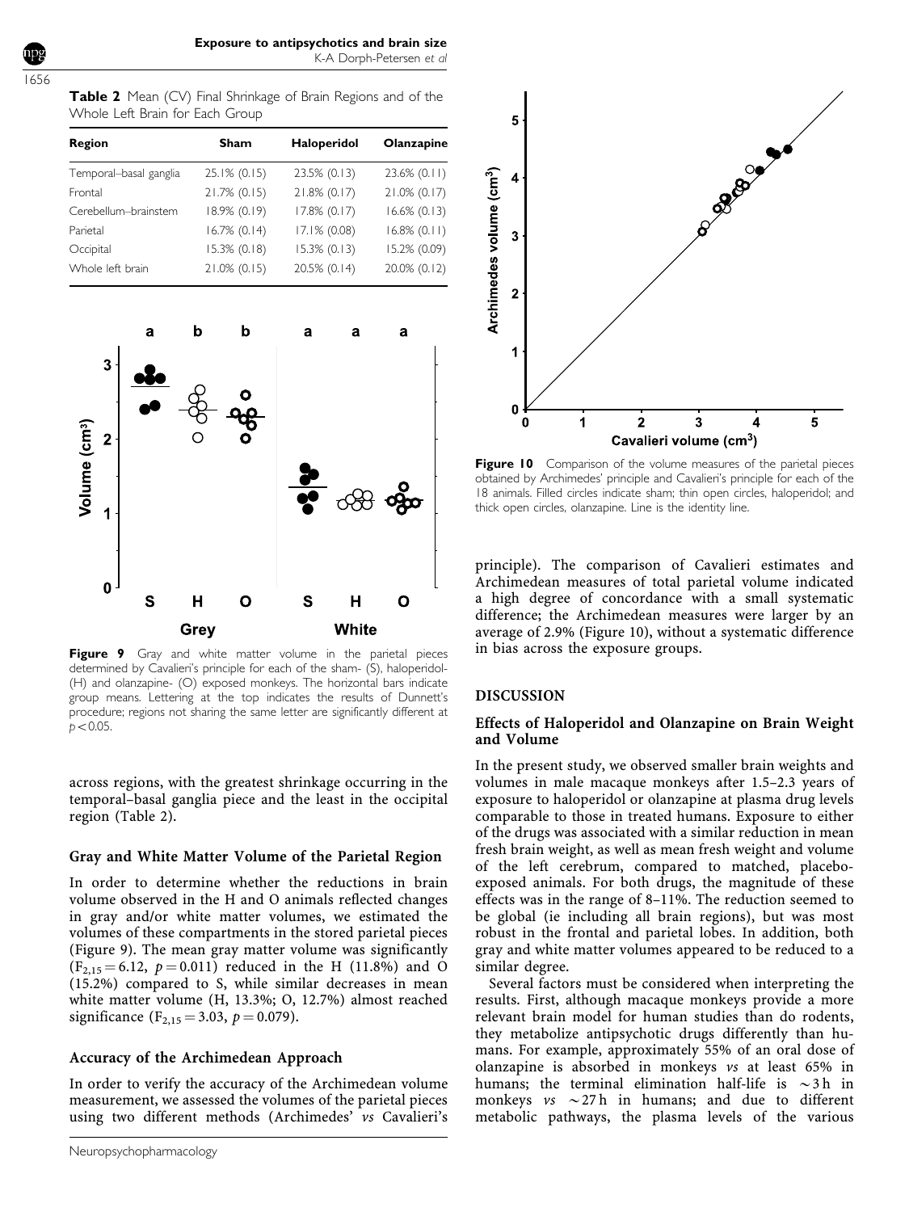**Table 2** Mean (CV) Final Shrinkage of Brain Regions and of the Whole Left Brain for Each Group

| Region | Sham | Haloperidol | Olanzapine |
|---|---|---|---|
| Temporal–basal ganglia | 25.1% (0.15) | 23.5% (0.13) | 23.6% (0.11) |
| Frontal | 21.7% (0.15) | 21.8% (0.17) | 21.0% (0.17) |
| Cerebellum–brainstem | 18.9% (0.19) | 17.8% (0.17) | 16.6% (0.13) |
| Parietal | 16.7% (0.14) | 17.1% (0.08) | 16.8% (0.11) |
| Occipital | 15.3% (0.18) | 15.3% (0.13) | 15.2% (0.09) |
| Whole left brain | 21.0% (0.15) | 20.5% (0.14) | 20.0% (0.12) |

**Figure 9** Gray and white matter volume in the parietal pieces determined by Cavalieri's principle for each of the sham- (S), haloperidol- (H) and olanzapine- (O) exposed monkeys. The horizontal bars indicate group means. Lettering at the top indicates the results of Dunnett's procedure; regions not sharing the same letter are significantly different at $p<0.05$.

across regions, with the greatest shrinkage occurring in the temporal–basal ganglia piece and the least in the occipital region (Table 2).

### Gray and White Matter Volume of the Parietal Region

In order to determine whether the reductions in brain volume observed in the H and O animals reflected changes in gray and/or white matter volumes, we estimated the volumes of these compartments in the stored parietal pieces (Figure 9). The mean gray matter volume was significantly ($F_{2,15}=6.12$, $p=0.011$) reduced in the H (11.8%) and O (15.2%) compared to S, while similar decreases in mean white matter volume (H, 13.3%; O, 12.7%) almost reached significance ($F_{2,15}=3.03$, $p=0.079$).

### Accuracy of the Archimedean Approach

In order to verify the accuracy of the Archimedean volume measurement, we assessed the volumes of the parietal pieces using two different methods (Archimedes' *vs* Cavalieri's principle). The comparison of Cavalieri estimates and Archimedean measures of total parietal volume indicated a high degree of concordance with a small systematic difference; the Archimedean measures were larger by an average of 2.9% (Figure 10), without a systematic difference in bias across the exposure groups.

**Figure 10** Comparison of the volume measures of the parietal pieces obtained by Archimedes' principle and Cavalieri's principle for each of the 18 animals. Filled circles indicate sham; thin open circles, haloperidol; and thick open circles, olanzapine. Line is the identity line.

## DISCUSSION

### Effects of Haloperidol and Olanzapine on Brain Weight and Volume

In the present study, we observed smaller brain weights and volumes in male macaque monkeys after 1.5–2.3 years of exposure to haloperidol or olanzapine at plasma drug levels comparable to those in treated humans. Exposure to either of the drugs was associated with a similar reduction in mean fresh brain weight, as well as mean fresh weight and volume of the left cerebrum, compared to matched, placebo-exposed animals. For both drugs, the magnitude of these effects was in the range of 8–11%. The reduction seemed to be global (ie including all brain regions), but was most robust in the frontal and parietal lobes. In addition, both gray and white matter volumes appeared to be reduced to a similar degree.

Several factors must be considered when interpreting the results. First, although macaque monkeys provide a more relevant brain model for human studies than do rodents, they metabolize antipsychotic drugs differently than humans. For example, approximately 55% of an oral dose of olanzapine is absorbed in monkeys *vs* at least 65% in humans; the terminal elimination half-life is $\sim$3 h in monkeys *vs* $\sim$27 h in humans; and due to different metabolic pathways, the plasma levels of the various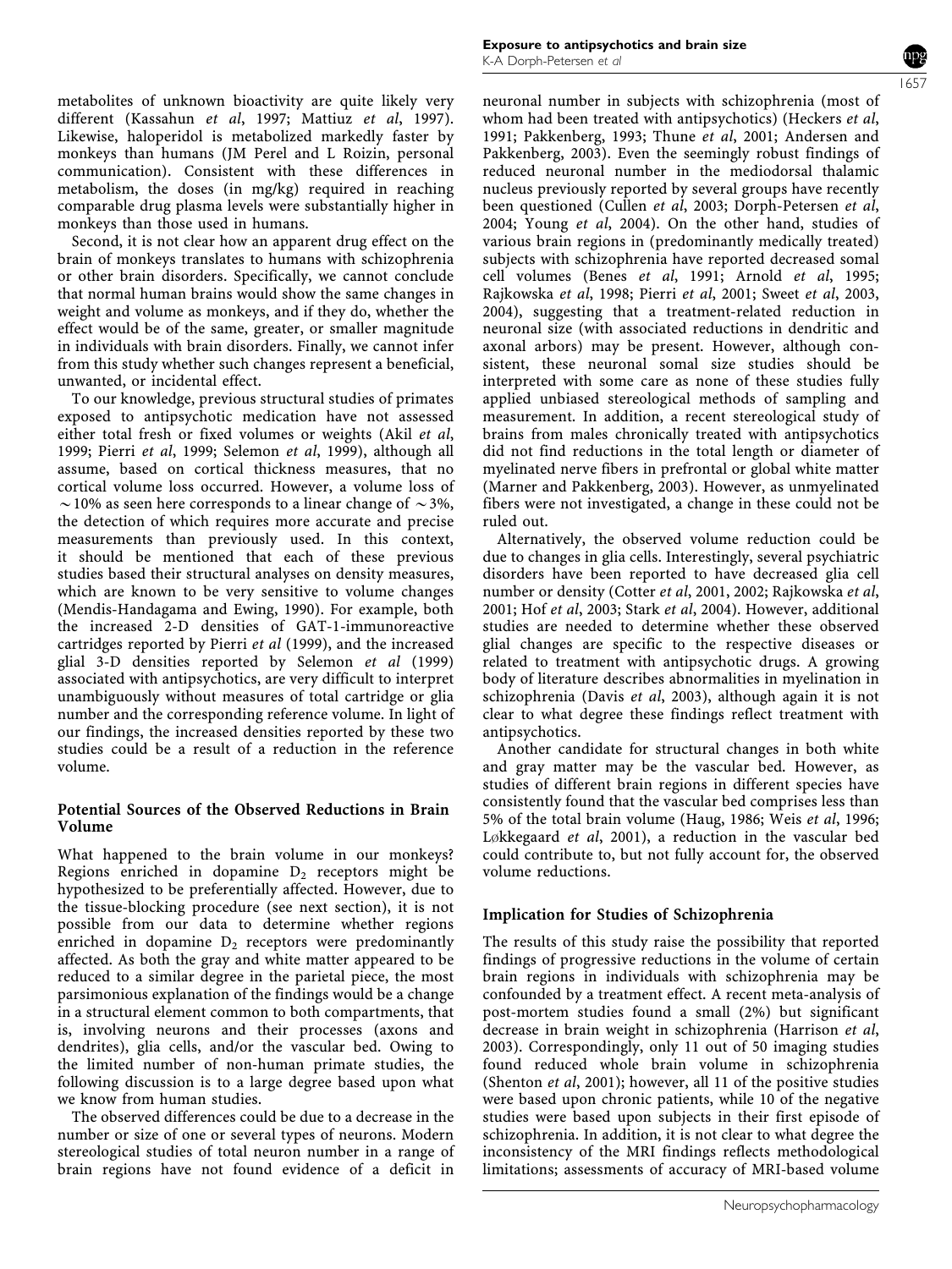metabolites of unknown bioactivity are quite likely very different (Kassahun *et al*, 1997; Mattiuz *et al*, 1997). Likewise, haloperidol is metabolized markedly faster by monkeys than humans (JM Perel and L Roizin, personal communication). Consistent with these differences in metabolism, the doses (in mg/kg) required in reaching comparable drug plasma levels were substantially higher in monkeys than those used in humans.

Second, it is not clear how an apparent drug effect on the brain of monkeys translates to humans with schizophrenia or other brain disorders. Specifically, we cannot conclude that normal human brains would show the same changes in weight and volume as monkeys, and if they do, whether the effect would be of the same, greater, or smaller magnitude in individuals with brain disorders. Finally, we cannot infer from this study whether such changes represent a beneficial, unwanted, or incidental effect.

To our knowledge, previous structural studies of primates exposed to antipsychotic medication have not assessed either total fresh or fixed volumes or weights (Akil *et al*, 1999; Pierri *et al*, 1999; Selemon *et al*, 1999), although all assume, based on cortical thickness measures, that no cortical volume loss occurred. However, a volume loss of $\sim$10% as seen here corresponds to a linear change of $\sim$3%, the detection of which requires more accurate and precise measurements than previously used. In this context, it should be mentioned that each of these previous studies based their structural analyses on density measures, which are known to be very sensitive to volume changes (Mendis-Handagama and Ewing, 1990). For example, both the increased 2-D densities of GAT-1-immunoreactive cartridges reported by Pierri *et al* (1999), and the increased glial 3-D densities reported by Selemon *et al* (1999) associated with antipsychotics, are very difficult to interpret unambiguously without measures of total cartridge or glia number and the corresponding reference volume. In light of our findings, the increased densities reported by these two studies could be a result of a reduction in the reference volume.

## Potential Sources of the Observed Reductions in Brain Volume

What happened to the brain volume in our monkeys? Regions enriched in dopamine $D_2$ receptors might be hypothesized to be preferentially affected. However, due to the tissue-blocking procedure (see next section), it is not possible from our data to determine whether regions enriched in dopamine $D_2$ receptors were predominantly affected. As both the gray and white matter appeared to be reduced to a similar degree in the parietal piece, the most parsimonious explanation of the findings would be a change in a structural element common to both compartments, that is, involving neurons and their processes (axons and dendrites), glia cells, and/or the vascular bed. Owing to the limited number of non-human primate studies, the following discussion is to a large degree based upon what we know from human studies.

The observed differences could be due to a decrease in the number or size of one or several types of neurons. Modern stereological studies of total neuron number in a range of brain regions have not found evidence of a deficit in neuronal number in subjects with schizophrenia (most of whom had been treated with antipsychotics) (Heckers *et al*, 1991; Pakkenberg, 1993; Thune *et al*, 2001; Andersen and Pakkenberg, 2003). Even the seemingly robust findings of reduced neuronal number in the mediodorsal thalamic nucleus previously reported by several groups have recently been questioned (Cullen *et al*, 2003; Dorph-Petersen *et al*, 2004; Young *et al*, 2004). On the other hand, studies of various brain regions in (predominantly medically treated) subjects with schizophrenia have reported decreased somal cell volumes (Benes *et al*, 1991; Arnold *et al*, 1995; Rajkowska *et al*, 1998; Pierri *et al*, 2001; Sweet *et al*, 2003, 2004), suggesting that a treatment-related reduction in neuronal size (with associated reductions in dendritic and axonal arbors) may be present. However, although consistent, these neuronal somal size studies should be interpreted with some care as none of these studies fully applied unbiased stereological methods of sampling and measurement. In addition, a recent stereological study of brains from males chronically treated with antipsychotics did not find reductions in the total length or diameter of myelinated nerve fibers in prefrontal or global white matter (Marner and Pakkenberg, 2003). However, as unmyelinated fibers were not investigated, a change in these could not be ruled out.

Alternatively, the observed volume reduction could be due to changes in glia cells. Interestingly, several psychiatric disorders have been reported to have decreased glia cell number or density (Cotter *et al*, 2001, 2002; Rajkowska *et al*, 2001; Hof *et al*, 2003; Stark *et al*, 2004). However, additional studies are needed to determine whether these observed glial changes are specific to the respective diseases or related to treatment with antipsychotic drugs. A growing body of literature describes abnormalities in myelination in schizophrenia (Davis *et al*, 2003), although again it is not clear to what degree these findings reflect treatment with antipsychotics.

Another candidate for structural changes in both white and gray matter may be the vascular bed. However, as studies of different brain regions in different species have consistently found that the vascular bed comprises less than 5% of the total brain volume (Haug, 1986; Weis *et al*, 1996; Løkkegaard *et al*, 2001), a reduction in the vascular bed could contribute to, but not fully account for, the observed volume reductions.

## Implication for Studies of Schizophrenia

The results of this study raise the possibility that reported findings of progressive reductions in the volume of certain brain regions in individuals with schizophrenia may be confounded by a treatment effect. A recent meta-analysis of post-mortem studies found a small (2%) but significant decrease in brain weight in schizophrenia (Harrison *et al*, 2003). Correspondingly, only 11 out of 50 imaging studies found reduced whole brain volume in schizophrenia (Shenton *et al*, 2001); however, all 11 of the positive studies were based upon chronic patients, while 10 of the negative studies were based upon subjects in their first episode of schizophrenia. In addition, it is not clear to what degree the inconsistency of the MRI findings reflects methodological limitations; assessments of accuracy of MRI-based volume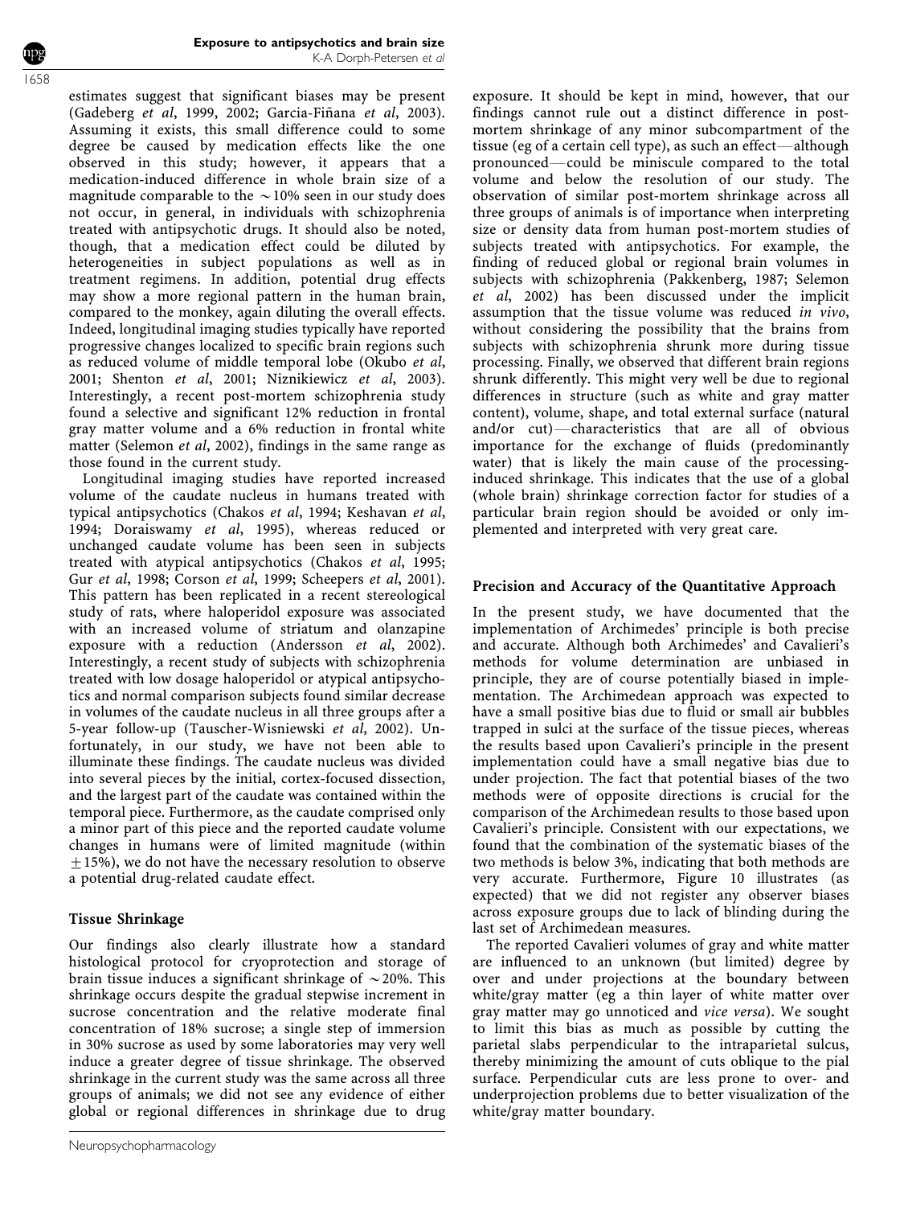estimates suggest that significant biases may be present (Gadeberg *et al*, 1999, 2002; Garcia-Fiñana *et al*, 2003). Assuming it exists, this small difference could to some degree be caused by medication effects like the one observed in this study; however, it appears that a medication-induced difference in whole brain size of a magnitude comparable to the ~10% seen in our study does not occur, in general, in individuals with schizophrenia treated with antipsychotic drugs. It should also be noted, though, that a medication effect could be diluted by heterogeneities in subject populations as well as in treatment regimens. In addition, potential drug effects may show a more regional pattern in the human brain, compared to the monkey, again diluting the overall effects. Indeed, longitudinal imaging studies typically have reported progressive changes localized to specific brain regions such as reduced volume of middle temporal lobe (Okubo *et al*, 2001; Shenton *et al*, 2001; Niznikiewicz *et al*, 2003). Interestingly, a recent post-mortem schizophrenia study found a selective and significant 12% reduction in frontal gray matter volume and a 6% reduction in frontal white matter (Selemon *et al*, 2002), findings in the same range as those found in the current study.

Longitudinal imaging studies have reported increased volume of the caudate nucleus in humans treated with typical antipsychotics (Chakos *et al*, 1994; Keshavan *et al*, 1994; Doraiswamy *et al*, 1995), whereas reduced or unchanged caudate volume has been seen in subjects treated with atypical antipsychotics (Chakos *et al*, 1995; Gur *et al*, 1998; Corson *et al*, 1999; Scheepers *et al*, 2001). This pattern has been replicated in a recent stereological study of rats, where haloperidol exposure was associated with an increased volume of striatum and olanzapine exposure with a reduction (Andersson *et al*, 2002). Interestingly, a recent study of subjects with schizophrenia treated with low dosage haloperidol or atypical antipsychotics and normal comparison subjects found similar decrease in volumes of the caudate nucleus in all three groups after a 5-year follow-up (Tauscher-Wisniewski *et al*, 2002). Unfortunately, in our study, we have not been able to illuminate these findings. The caudate nucleus was divided into several pieces by the initial, cortex-focused dissection, and the largest part of the caudate was contained within the temporal piece. Furthermore, as the caudate comprised only a minor part of this piece and the reported caudate volume changes in humans were of limited magnitude (within ±15%), we do not have the necessary resolution to observe a potential drug-related caudate effect.

### Tissue Shrinkage

Our findings also clearly illustrate how a standard histological protocol for cryoprotection and storage of brain tissue induces a significant shrinkage of ~20%. This shrinkage occurs despite the gradual stepwise increment in sucrose concentration and the relative moderate final concentration of 18% sucrose; a single step of immersion in 30% sucrose as used by some laboratories may very well induce a greater degree of tissue shrinkage. The observed shrinkage in the current study was the same across all three groups of animals; we did not see any evidence of either global or regional differences in shrinkage due to drug exposure. It should be kept in mind, however, that our findings cannot rule out a distinct difference in post-mortem shrinkage of any minor subcompartment of the tissue (eg of a certain cell type), as such an effect—although pronounced—could be miniscule compared to the total volume and below the resolution of our study. The observation of similar post-mortem shrinkage across all three groups of animals is of importance when interpreting size or density data from human post-mortem studies of subjects treated with antipsychotics. For example, the finding of reduced global or regional brain volumes in subjects with schizophrenia (Pakkenberg, 1987; Selemon *et al*, 2002) has been discussed under the implicit assumption that the tissue volume was reduced *in vivo*, without considering the possibility that the brains from subjects with schizophrenia shrunk more during tissue processing. Finally, we observed that different brain regions shrunk differently. This might very well be due to regional differences in structure (such as white and gray matter content), volume, shape, and total external surface (natural and/or cut)—characteristics that are all of obvious importance for the exchange of fluids (predominantly water) that is likely the main cause of the processing-induced shrinkage. This indicates that the use of a global (whole brain) shrinkage correction factor for studies of a particular brain region should be avoided or only implemented and interpreted with very great care.

### Precision and Accuracy of the Quantitative Approach

In the present study, we have documented that the implementation of Archimedes' principle is both precise and accurate. Although both Archimedes' and Cavalieri's methods for volume determination are unbiased in principle, they are of course potentially biased in implementation. The Archimedean approach was expected to have a small positive bias due to fluid or small air bubbles trapped in sulci at the surface of the tissue pieces, whereas the results based upon Cavalieri's principle in the present implementation could have a small negative bias due to under projection. The fact that potential biases of the two methods were of opposite directions is crucial for the comparison of the Archimedean results to those based upon Cavalieri's principle. Consistent with our expectations, we found that the combination of the systematic biases of the two methods is below 3%, indicating that both methods are very accurate. Furthermore, Figure 10 illustrates (as expected) that we did not register any observer biases across exposure groups due to lack of blinding during the last set of Archimedean measures.

The reported Cavalieri volumes of gray and white matter are influenced to an unknown (but limited) degree by over and under projections at the boundary between white/gray matter (eg a thin layer of white matter over gray matter may go unnoticed and *vice versa*). We sought to limit this bias as much as possible by cutting the parietal slabs perpendicular to the intraparietal sulcus, thereby minimizing the amount of cuts oblique to the pial surface. Perpendicular cuts are less prone to over- and underprojection problems due to better visualization of the white/gray matter boundary.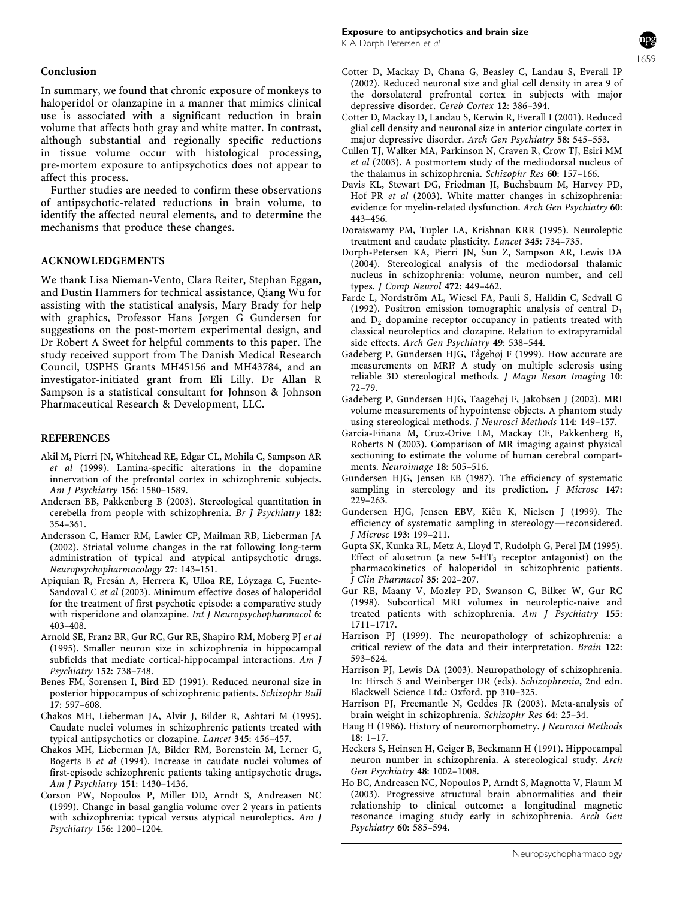## Conclusion

In summary, we found that chronic exposure of monkeys to haloperidol or olanzapine in a manner that mimics clinical use is associated with a significant reduction in brain volume that affects both gray and white matter. In contrast, although substantial and regionally specific reductions in tissue volume occur with histological processing, pre-mortem exposure to antipsychotics does not appear to affect this process.

Further studies are needed to confirm these observations of antipsychotic-related reductions in brain volume, to identify the affected neural elements, and to determine the mechanisms that produce these changes.

## ACKNOWLEDGEMENTS

We thank Lisa Nieman-Vento, Clara Reiter, Stephan Eggan, and Dustin Hammers for technical assistance, Qiang Wu for assisting with the statistical analysis, Mary Brady for help with graphics, Professor Hans Jørgen G Gundersen for suggestions on the post-mortem experimental design, and Dr Robert A Sweet for helpful comments to this paper. The study received support from The Danish Medical Research Council, USPHS Grants MH45156 and MH43784, and an investigator-initiated grant from Eli Lilly. Dr Allan R Sampson is a statistical consultant for Johnson & Johnson Pharmaceutical Research & Development, LLC.

## REFERENCES

Akil M, Pierri JN, Whitehead RE, Edgar CL, Mohila C, Sampson AR *et al* (1999). Lamina-specific alterations in the dopamine innervation of the prefrontal cortex in schizophrenic subjects. *Am J Psychiatry* **156**: 1580–1589.

Andersen BB, Pakkenberg B (2003). Stereological quantitation in cerebella from people with schizophrenia. *Br J Psychiatry* **182**: 354–361.

Andersson C, Hamer RM, Lawler CP, Mailman RB, Lieberman JA (2002). Striatal volume changes in the rat following long-term administration of typical and atypical antipsychotic drugs. *Neuropsychopharmacology* **27**: 143–151.

Apiquian R, Fresán A, Herrera K, Ulloa RE, Lóyzaga C, Fuente-Sandoval C *et al* (2003). Minimum effective doses of haloperidol for the treatment of first psychotic episode: a comparative study with risperidone and olanzapine. *Int J Neuropsychopharmacol* **6**: 403–408.

Arnold SE, Franz BR, Gur RC, Gur RE, Shapiro RM, Moberg PJ *et al* (1995). Smaller neuron size in schizophrenia in hippocampal subfields that mediate cortical-hippocampal interactions. *Am J Psychiatry* **152**: 738–748.

Benes FM, Sorensen I, Bird ED (1991). Reduced neuronal size in posterior hippocampus of schizophrenic patients. *Schizophr Bull* **17**: 597–608.

Chakos MH, Lieberman JA, Alvir J, Bilder R, Ashtari M (1995). Caudate nuclei volumes in schizophrenic patients treated with typical antipsychotics or clozapine. *Lancet* **345**: 456–457.

Chakos MH, Lieberman JA, Bilder RM, Borenstein M, Lerner G, Bogerts B *et al* (1994). Increase in caudate nuclei volumes of first-episode schizophrenic patients taking antipsychotic drugs. *Am J Psychiatry* **151**: 1430–1436.

Corson PW, Nopoulos P, Miller DD, Arndt S, Andreasen NC (1999). Change in basal ganglia volume over 2 years in patients with schizophrenia: typical versus atypical neuroleptics. *Am J Psychiatry* **156**: 1200–1204.

Cotter D, Mackay D, Chana G, Beasley C, Landau S, Everall IP (2002). Reduced neuronal size and glial cell density in area 9 of the dorsolateral prefrontal cortex in subjects with major depressive disorder. *Cereb Cortex* **12**: 386–394.

Cotter D, Mackay D, Landau S, Kerwin R, Everall I (2001). Reduced glial cell density and neuronal size in anterior cingulate cortex in major depressive disorder. *Arch Gen Psychiatry* **58**: 545–553.

Cullen TJ, Walker MA, Parkinson N, Craven R, Crow TJ, Esiri MM *et al* (2003). A postmortem study of the mediodorsal nucleus of the thalamus in schizophrenia. *Schizophr Res* **60**: 157–166.

Davis KL, Stewart DG, Friedman JI, Buchsbaum M, Harvey PD, Hof PR *et al* (2003). White matter changes in schizophrenia: evidence for myelin-related dysfunction. *Arch Gen Psychiatry* **60**: 443–456.

Doraiswamy PM, Tupler LA, Krishnan KRR (1995). Neuroleptic treatment and caudate plasticity. *Lancet* **345**: 734–735.

Dorph-Petersen KA, Pierri JN, Sun Z, Sampson AR, Lewis DA (2004). Stereological analysis of the mediodorsal thalamic nucleus in schizophrenia: volume, neuron number, and cell types. *J Comp Neurol* **472**: 449–462.

Farde L, Nordström AL, Wiesel FA, Pauli S, Halldin C, Sedvall G (1992). Positron emission tomographic analysis of central $D_1$ and $D_2$ dopamine receptor occupancy in patients treated with classical neuroleptics and clozapine. Relation to extrapyramidal side effects. *Arch Gen Psychiatry* **49**: 538–544.

Gadeberg P, Gundersen HJG, Tågehøj F (1999). How accurate are measurements on MRI? A study on multiple sclerosis using reliable 3D stereological methods. *J Magn Reson Imaging* **10**: 72–79.

Gadeberg P, Gundersen HJG, Taagehøj F, Jakobsen J (2002). MRI volume measurements of hypointense objects. A phantom study using stereological methods. *J Neurosci Methods* **114**: 149–157.

Garcia-Fiñana M, Cruz-Orive LM, Mackay CE, Pakkenberg B, Roberts N (2003). Comparison of MR imaging against physical sectioning to estimate the volume of human cerebral compartments. *Neuroimage* **18**: 505–516.

Gundersen HJG, Jensen EB (1987). The efficiency of systematic sampling in stereology and its prediction. *J Microsc* **147**: 229–263.

Gundersen HJG, Jensen EBV, Kiêu K, Nielsen J (1999). The efficiency of systematic sampling in stereology—reconsidered. *J Microsc* **193**: 199–211.

Gupta SK, Kunka RL, Metz A, Lloyd T, Rudolph G, Perel JM (1995). Effect of alosetron (a new 5-$HT_3$ receptor antagonist) on the pharmacokinetics of haloperidol in schizophrenic patients. *J Clin Pharmacol* **35**: 202–207.

Gur RE, Maany V, Mozley PD, Swanson C, Bilker W, Gur RC (1998). Subcortical MRI volumes in neuroleptic-naive and treated patients with schizophrenia. *Am J Psychiatry* **155**: 1711–1717.

Harrison PJ (1999). The neuropathology of schizophrenia: a critical review of the data and their interpretation. *Brain* **122**: 593–624.

Harrison PJ, Lewis DA (2003). Neuropathology of schizophrenia. In: Hirsch S and Weinberger DR (eds). *Schizophrenia*, 2nd edn. Blackwell Science Ltd.: Oxford. pp 310–325.

Harrison PJ, Freemantle N, Geddes JR (2003). Meta-analysis of brain weight in schizophrenia. *Schizophr Res* **64**: 25–34.

Haug H (1986). History of neuromorphometry. *J Neurosci Methods* **18**: 1–17.

Heckers S, Heinsen H, Geiger B, Beckmann H (1991). Hippocampal neuron number in schizophrenia. A stereological study. *Arch Gen Psychiatry* **48**: 1002–1008.

Ho BC, Andreasen NC, Nopoulos P, Arndt S, Magnotta V, Flaum M (2003). Progressive structural brain abnormalities and their relationship to clinical outcome: a longitudinal magnetic resonance imaging study early in schizophrenia. *Arch Gen Psychiatry* **60**: 585–594.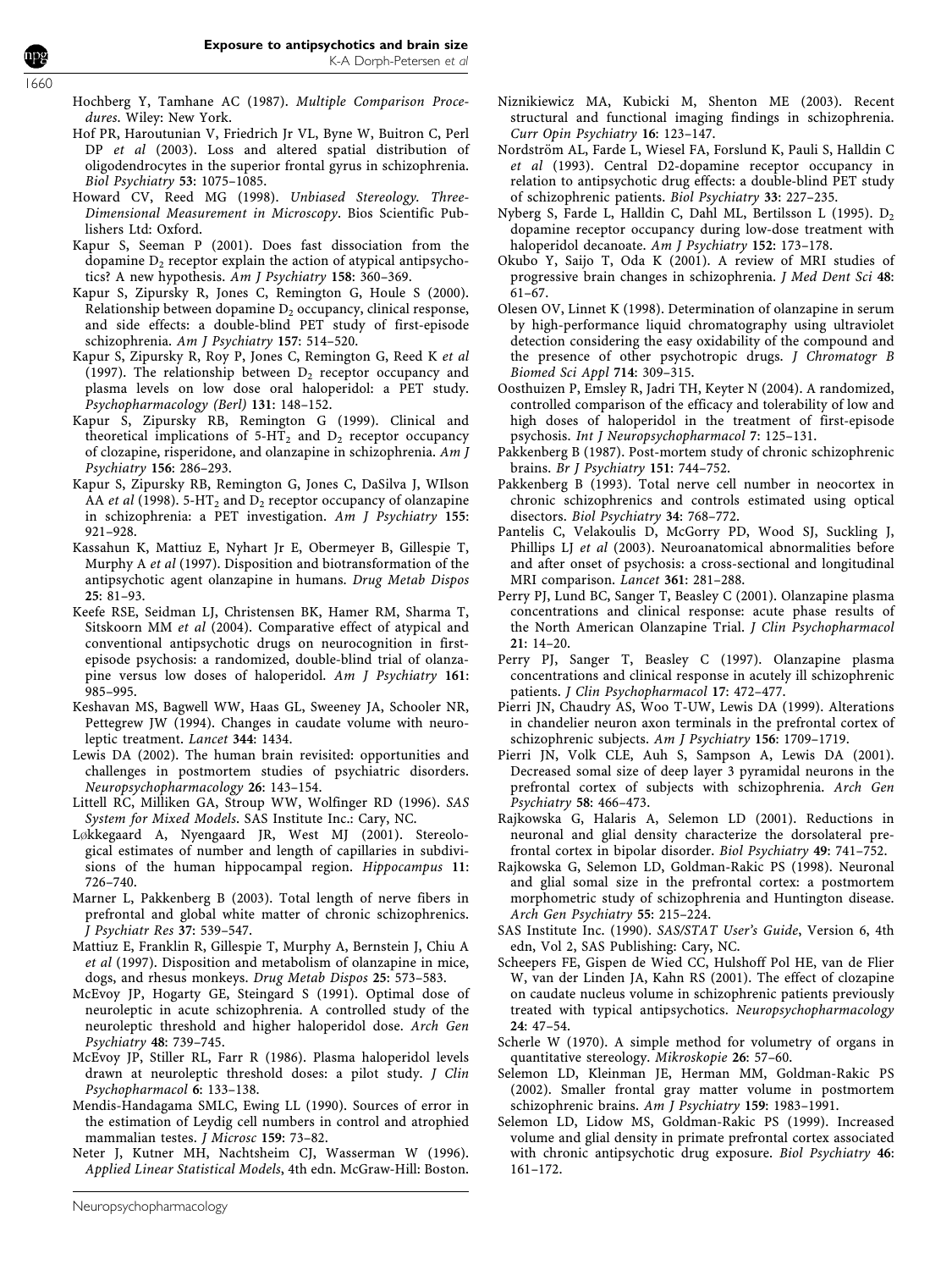Hochberg Y, Tamhane AC (1987). *Multiple Comparison Procedures*. Wiley: New York.

Hof PR, Haroutunian V, Friedrich Jr VL, Byne W, Buitron C, Perl DP *et al* (2003). Loss and altered spatial distribution of oligodendrocytes in the superior frontal gyrus in schizophrenia. *Biol Psychiatry* **53**: 1075–1085.

Howard CV, Reed MG (1998). *Unbiased Stereology. Three-Dimensional Measurement in Microscopy*. Bios Scientific Publishers Ltd: Oxford.

Kapur S, Seeman P (2001). Does fast dissociation from the dopamine $D_2$ receptor explain the action of atypical antipsychotics? A new hypothesis. *Am J Psychiatry* **158**: 360–369.

Kapur S, Zipursky R, Jones C, Remington G, Houle S (2000). Relationship between dopamine $D_2$ occupancy, clinical response, and side effects: a double-blind PET study of first-episode schizophrenia. *Am J Psychiatry* **157**: 514–520.

Kapur S, Zipursky R, Roy P, Jones C, Remington G, Reed K *et al* (1997). The relationship between $D_2$ receptor occupancy and plasma levels on low dose oral haloperidol: a PET study. *Psychopharmacology (Berl)* **131**: 148–152.

Kapur S, Zipursky RB, Remington G (1999). Clinical and theoretical implications of 5-$HT_2$ and $D_2$ receptor occupancy of clozapine, risperidone, and olanzapine in schizophrenia. *Am J Psychiatry* **156**: 286–293.

Kapur S, Zipursky RB, Remington G, Jones C, DaSilva J, WIlson AA *et al* (1998). 5-$HT_2$ and $D_2$ receptor occupancy of olanzapine in schizophrenia: a PET investigation. *Am J Psychiatry* **155**: 921–928.

Kassahun K, Mattiuz E, Nyhart Jr E, Obermeyer B, Gillespie T, Murphy A *et al* (1997). Disposition and biotransformation of the antipsychotic agent olanzapine in humans. *Drug Metab Dispos* **25**: 81–93.

Keefe RSE, Seidman LJ, Christensen BK, Hamer RM, Sharma T, Sitskoorn MM *et al* (2004). Comparative effect of atypical and conventional antipsychotic drugs on neurocognition in first-episode psychosis: a randomized, double-blind trial of olanzapine versus low doses of haloperidol. *Am J Psychiatry* **161**: 985–995.

Keshavan MS, Bagwell WW, Haas GL, Sweeney JA, Schooler NR, Pettegrew JW (1994). Changes in caudate volume with neuroleptic treatment. *Lancet* **344**: 1434.

Lewis DA (2002). The human brain revisited: opportunities and challenges in postmortem studies of psychiatric disorders. *Neuropsychopharmacology* **26**: 143–154.

Littell RC, Milliken GA, Stroup WW, Wolfinger RD (1996). *SAS System for Mixed Models*. SAS Institute Inc.: Cary, NC.

Løkkegaard A, Nyengaard JR, West MJ (2001). Stereological estimates of number and length of capillaries in subdivisions of the human hippocampal region. *Hippocampus* **11**: 726–740.

Marner L, Pakkenberg B (2003). Total length of nerve fibers in prefrontal and global white matter of chronic schizophrenics. *J Psychiatr Res* **37**: 539–547.

Mattiuz E, Franklin R, Gillespie T, Murphy A, Bernstein J, Chiu A *et al* (1997). Disposition and metabolism of olanzapine in mice, dogs, and rhesus monkeys. *Drug Metab Dispos* **25**: 573–583.

McEvoy JP, Hogarty GE, Steingard S (1991). Optimal dose of neuroleptic in acute schizophrenia. A controlled study of the neuroleptic threshold and higher haloperidol dose. *Arch Gen Psychiatry* **48**: 739–745.

McEvoy JP, Stiller RL, Farr R (1986). Plasma haloperidol levels drawn at neuroleptic threshold doses: a pilot study. *J Clin Psychopharmacol* **6**: 133–138.

Mendis-Handagama SMLC, Ewing LL (1990). Sources of error in the estimation of Leydig cell numbers in control and atrophied mammalian testes. *J Microsc* **159**: 73–82.

Neter J, Kutner MH, Nachtsheim CJ, Wasserman W (1996). *Applied Linear Statistical Models*, 4th edn. McGraw-Hill: Boston.

Niznikiewicz MA, Kubicki M, Shenton ME (2003). Recent structural and functional imaging findings in schizophrenia. *Curr Opin Psychiatry* **16**: 123–147.

Nordström AL, Farde L, Wiesel FA, Forslund K, Pauli S, Halldin C *et al* (1993). Central D2-dopamine receptor occupancy in relation to antipsychotic drug effects: a double-blind PET study of schizophrenic patients. *Biol Psychiatry* **33**: 227–235.

Nyberg S, Farde L, Halldin C, Dahl ML, Bertilsson L (1995). $D_2$ dopamine receptor occupancy during low-dose treatment with haloperidol decanoate. *Am J Psychiatry* **152**: 173–178.

Okubo Y, Saijo T, Oda K (2001). A review of MRI studies of progressive brain changes in schizophrenia. *J Med Dent Sci* **48**: 61–67.

Olesen OV, Linnet K (1998). Determination of olanzapine in serum by high-performance liquid chromatography using ultraviolet detection considering the easy oxidability of the compound and the presence of other psychotropic drugs. *J Chromatogr B Biomed Sci Appl* **714**: 309–315.

Oosthuizen P, Emsley R, Jadri TH, Keyter N (2004). A randomized, controlled comparison of the efficacy and tolerability of low and high doses of haloperidol in the treatment of first-episode psychosis. *Int J Neuropsychopharmacol* **7**: 125–131.

Pakkenberg B (1987). Post-mortem study of chronic schizophrenic brains. *Br J Psychiatry* **151**: 744–752.

Pakkenberg B (1993). Total nerve cell number in neocortex in chronic schizophrenics and controls estimated using optical disectors. *Biol Psychiatry* **34**: 768–772.

Pantelis C, Velakoulis D, McGorry PD, Wood SJ, Suckling J, Phillips LJ *et al* (2003). Neuroanatomical abnormalities before and after onset of psychosis: a cross-sectional and longitudinal MRI comparison. *Lancet* **361**: 281–288.

Perry PJ, Lund BC, Sanger T, Beasley C (2001). Olanzapine plasma concentrations and clinical response: acute phase results of the North American Olanzapine Trial. *J Clin Psychopharmacol* **21**: 14–20.

Perry PJ, Sanger T, Beasley C (1997). Olanzapine plasma concentrations and clinical response in acutely ill schizophrenic patients. *J Clin Psychopharmacol* **17**: 472–477.

Pierri JN, Chaudry AS, Woo T-UW, Lewis DA (1999). Alterations in chandelier neuron axon terminals in the prefrontal cortex of schizophrenic subjects. *Am J Psychiatry* **156**: 1709–1719.

Pierri JN, Volk CLE, Auh S, Sampson A, Lewis DA (2001). Decreased somal size of deep layer 3 pyramidal neurons in the prefrontal cortex of subjects with schizophrenia. *Arch Gen Psychiatry* **58**: 466–473.

Rajkowska G, Halaris A, Selemon LD (2001). Reductions in neuronal and glial density characterize the dorsolateral prefrontal cortex in bipolar disorder. *Biol Psychiatry* **49**: 741–752.

Rajkowska G, Selemon LD, Goldman-Rakic PS (1998). Neuronal and glial somal size in the prefrontal cortex: a postmortem morphometric study of schizophrenia and Huntington disease. *Arch Gen Psychiatry* **55**: 215–224.

SAS Institute Inc. (1990). *SAS/STAT User's Guide*, Version 6, 4th edn, Vol 2, SAS Publishing: Cary, NC.

Scheepers FE, Gispen de Wied CC, Hulshoff Pol HE, van de Flier W, van der Linden JA, Kahn RS (2001). The effect of clozapine on caudate nucleus volume in schizophrenic patients previously treated with typical antipsychotics. *Neuropsychopharmacology* **24**: 47–54.

Scherle W (1970). A simple method for volumetry of organs in quantitative stereology. *Mikroskopie* **26**: 57–60.

Selemon LD, Kleinman JE, Herman MM, Goldman-Rakic PS (2002). Smaller frontal gray matter volume in postmortem schizophrenic brains. *Am J Psychiatry* **159**: 1983–1991.

Selemon LD, Lidow MS, Goldman-Rakic PS (1999). Increased volume and glial density in primate prefrontal cortex associated with chronic antipsychotic drug exposure. *Biol Psychiatry* **46**: 161–172.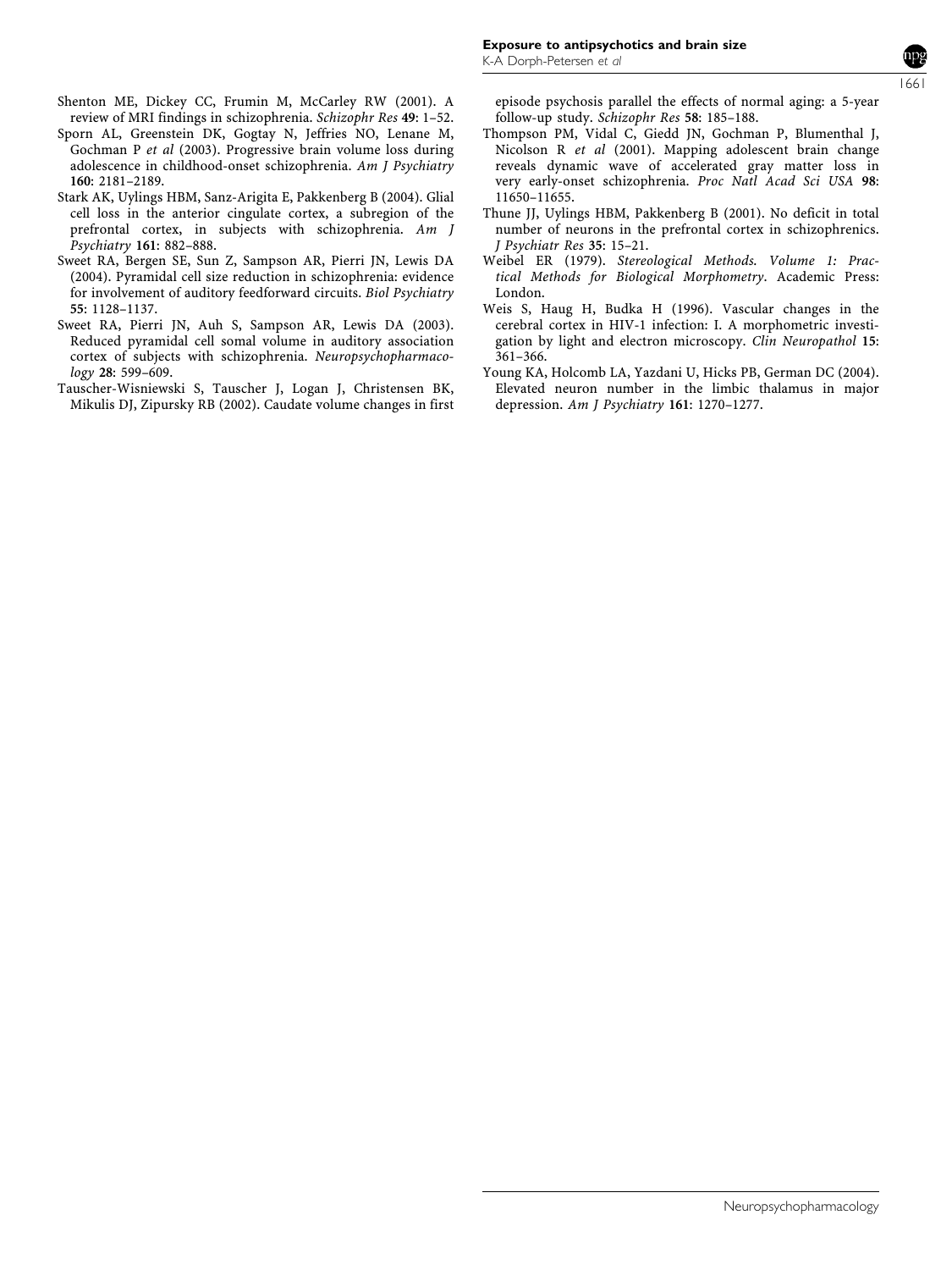Shenton ME, Dickey CC, Frumin M, McCarley RW (2001). A review of MRI findings in schizophrenia. *Schizophr Res* **49**: 1–52.

Sporn AL, Greenstein DK, Gogtay N, Jeffries NO, Lenane M, Gochman P *et al* (2003). Progressive brain volume loss during adolescence in childhood-onset schizophrenia. *Am J Psychiatry* **160**: 2181–2189.

Stark AK, Uylings HBM, Sanz-Arigita E, Pakkenberg B (2004). Glial cell loss in the anterior cingulate cortex, a subregion of the prefrontal cortex, in subjects with schizophrenia. *Am J Psychiatry* **161**: 882–888.

Sweet RA, Bergen SE, Sun Z, Sampson AR, Pierri JN, Lewis DA (2004). Pyramidal cell size reduction in schizophrenia: evidence for involvement of auditory feedforward circuits. *Biol Psychiatry* **55**: 1128–1137.

Sweet RA, Pierri JN, Auh S, Sampson AR, Lewis DA (2003). Reduced pyramidal cell somal volume in auditory association cortex of subjects with schizophrenia. *Neuropsychopharmacology* **28**: 599–609.

Tauscher-Wisniewski S, Tauscher J, Logan J, Christensen BK, Mikulis DJ, Zipursky RB (2002). Caudate volume changes in first episode psychosis parallel the effects of normal aging: a 5-year follow-up study. *Schizophr Res* **58**: 185–188.

Thompson PM, Vidal C, Giedd JN, Gochman P, Blumenthal J, Nicolson R *et al* (2001). Mapping adolescent brain change reveals dynamic wave of accelerated gray matter loss in very early-onset schizophrenia. *Proc Natl Acad Sci USA* **98**: 11650–11655.

Thune JJ, Uylings HBM, Pakkenberg B (2001). No deficit in total number of neurons in the prefrontal cortex in schizophrenics. *J Psychiatr Res* **35**: 15–21.

Weibel ER (1979). *Stereological Methods. Volume 1: Practical Methods for Biological Morphometry*. Academic Press: London.

Weis S, Haug H, Budka H (1996). Vascular changes in the cerebral cortex in HIV-1 infection: I. A morphometric investigation by light and electron microscopy. *Clin Neuropathol* **15**: 361–366.

Young KA, Holcomb LA, Yazdani U, Hicks PB, German DC (2004). Elevated neuron number in the limbic thalamus in major depression. *Am J Psychiatry* **161**: 1270–1277.